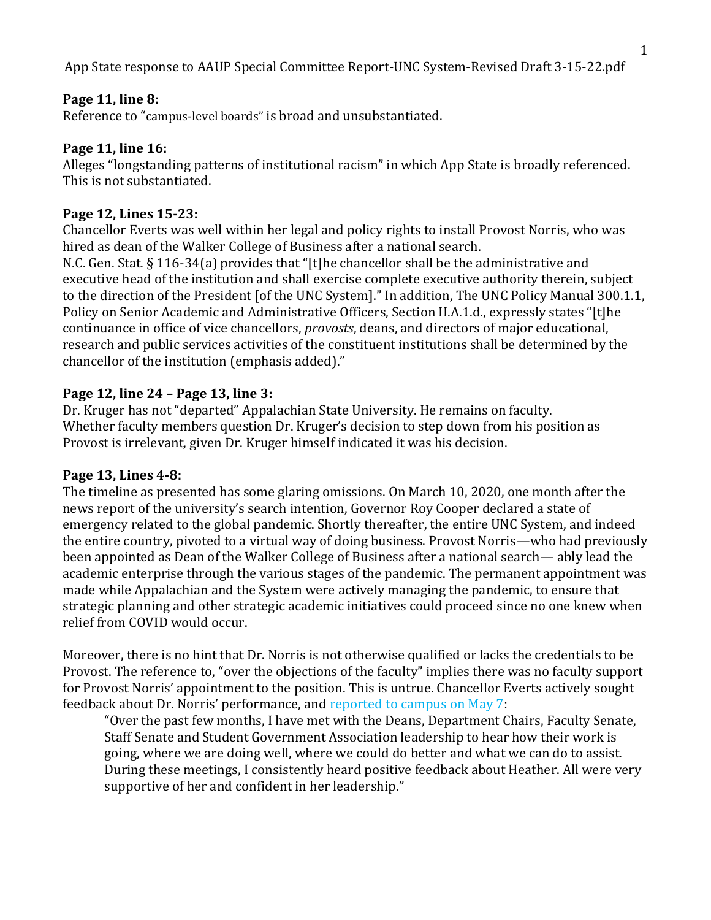App State response to AAUP Special Committee Report-UNC System-Revised Draft 3-15-22.pdf

**Page 11, line 8:**
Reference to "campus-level boards" is broad and unsubstantiated.

**Page 11, line 16:**
Alleges "longstanding patterns of institutional racism" in which App State is broadly referenced. This is not substantiated.

**Page 12, Lines 15-23:**
Chancellor Everts was well within her legal and policy rights to install Provost Norris, who was hired as dean of the Walker College of Business after a national search.
N.C. Gen. Stat. § 116-34(a) provides that "[t]he chancellor shall be the administrative and executive head of the institution and shall exercise complete executive authority therein, subject to the direction of the President [of the UNC System]." In addition, The UNC Policy Manual 300.1.1, Policy on Senior Academic and Administrative Officers, Section II.A.1.d., expressly states "[t]he continuance in office of vice chancellors, *provosts*, deans, and directors of major educational, research and public services activities of the constituent institutions shall be determined by the chancellor of the institution (emphasis added)."

**Page 12, line 24 – Page 13, line 3:**
Dr. Kruger has not "departed" Appalachian State University. He remains on faculty. Whether faculty members question Dr. Kruger's decision to step down from his position as Provost is irrelevant, given Dr. Kruger himself indicated it was his decision.

**Page 13, Lines 4-8:**
The timeline as presented has some glaring omissions. On March 10, 2020, one month after the news report of the university's search intention, Governor Roy Cooper declared a state of emergency related to the global pandemic. Shortly thereafter, the entire UNC System, and indeed the entire country, pivoted to a virtual way of doing business. Provost Norris—who had previously been appointed as Dean of the Walker College of Business after a national search— ably lead the academic enterprise through the various stages of the pandemic. The permanent appointment was made while Appalachian and the System were actively managing the pandemic, to ensure that strategic planning and other strategic academic initiatives could proceed since no one knew when relief from COVID would occur.

Moreover, there is no hint that Dr. Norris is not otherwise qualified or lacks the credentials to be Provost. The reference to, "over the objections of the faculty" implies there was no faculty support for Provost Norris' appointment to the position. This is untrue. Chancellor Everts actively sought feedback about Dr. Norris' performance, and reported to campus on May 7:

> "Over the past few months, I have met with the Deans, Department Chairs, Faculty Senate, Staff Senate and Student Government Association leadership to hear how their work is going, where we are doing well, where we could do better and what we can do to assist. During these meetings, I consistently heard positive feedback about Heather. All were very supportive of her and confident in her leadership."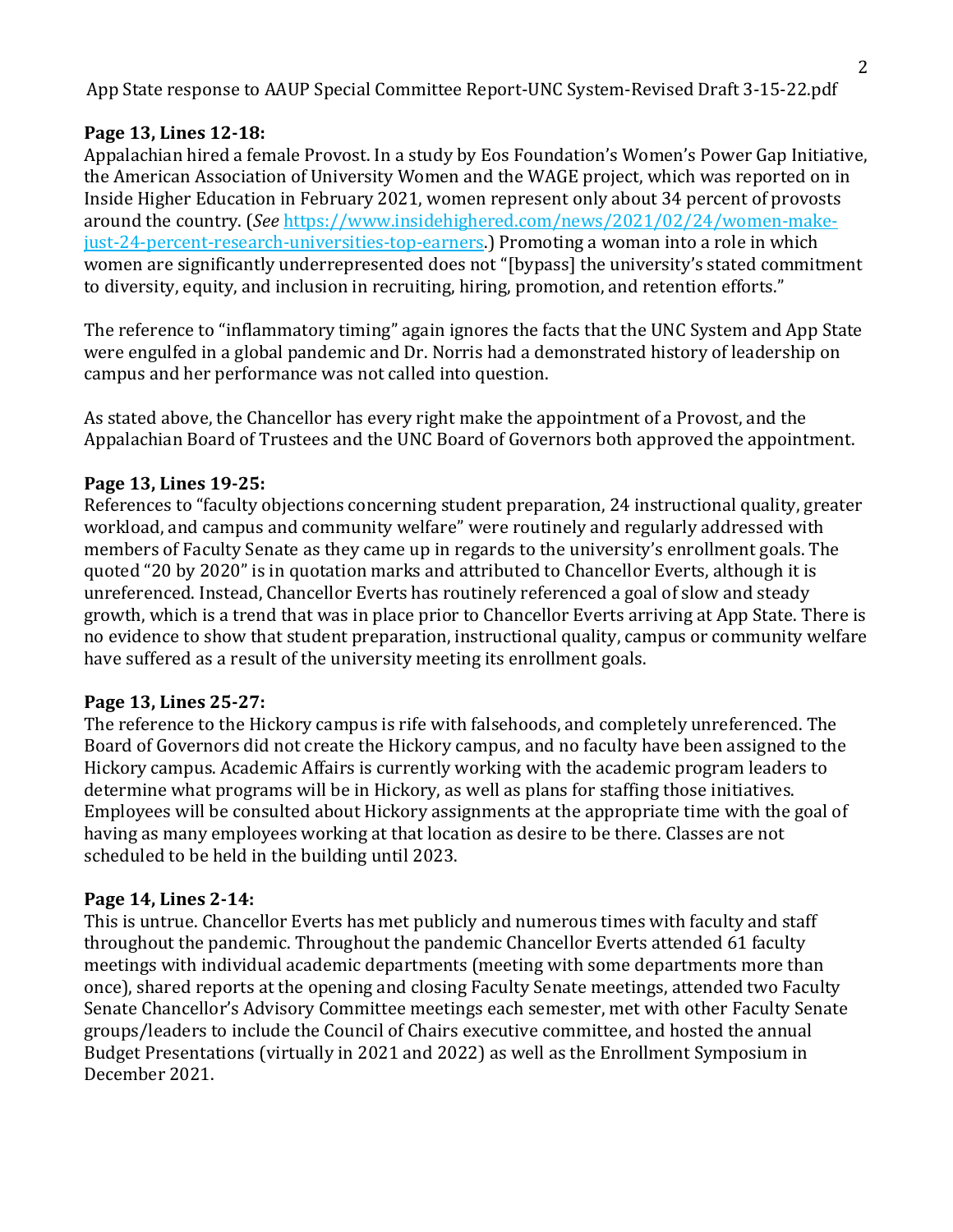**Page 13, Lines 12-18:**
Appalachian hired a female Provost. In a study by Eos Foundation's Women's Power Gap Initiative, the American Association of University Women and the WAGE project, which was reported on in Inside Higher Education in February 2021, women represent only about 34 percent of provosts around the country. (*See* https://www.insidehighered.com/news/2021/02/24/women-make-just-24-percent-research-universities-top-earners.) Promoting a woman into a role in which women are significantly underrepresented does not "[bypass] the university's stated commitment to diversity, equity, and inclusion in recruiting, hiring, promotion, and retention efforts."

The reference to "inflammatory timing" again ignores the facts that the UNC System and App State were engulfed in a global pandemic and Dr. Norris had a demonstrated history of leadership on campus and her performance was not called into question.

As stated above, the Chancellor has every right make the appointment of a Provost, and the Appalachian Board of Trustees and the UNC Board of Governors both approved the appointment.

**Page 13, Lines 19-25:**
References to "faculty objections concerning student preparation, 24 instructional quality, greater workload, and campus and community welfare" were routinely and regularly addressed with members of Faculty Senate as they came up in regards to the university's enrollment goals. The quoted "20 by 2020" is in quotation marks and attributed to Chancellor Everts, although it is unreferenced. Instead, Chancellor Everts has routinely referenced a goal of slow and steady growth, which is a trend that was in place prior to Chancellor Everts arriving at App State. There is no evidence to show that student preparation, instructional quality, campus or community welfare have suffered as a result of the university meeting its enrollment goals.

**Page 13, Lines 25-27:**
The reference to the Hickory campus is rife with falsehoods, and completely unreferenced. The Board of Governors did not create the Hickory campus, and no faculty have been assigned to the Hickory campus. Academic Affairs is currently working with the academic program leaders to determine what programs will be in Hickory, as well as plans for staffing those initiatives. Employees will be consulted about Hickory assignments at the appropriate time with the goal of having as many employees working at that location as desire to be there. Classes are not scheduled to be held in the building until 2023.

**Page 14, Lines 2-14:**
This is untrue. Chancellor Everts has met publicly and numerous times with faculty and staff throughout the pandemic. Throughout the pandemic Chancellor Everts attended 61 faculty meetings with individual academic departments (meeting with some departments more than once), shared reports at the opening and closing Faculty Senate meetings, attended two Faculty Senate Chancellor's Advisory Committee meetings each semester, met with other Faculty Senate groups/leaders to include the Council of Chairs executive committee, and hosted the annual Budget Presentations (virtually in 2021 and 2022) as well as the Enrollment Symposium in December 2021.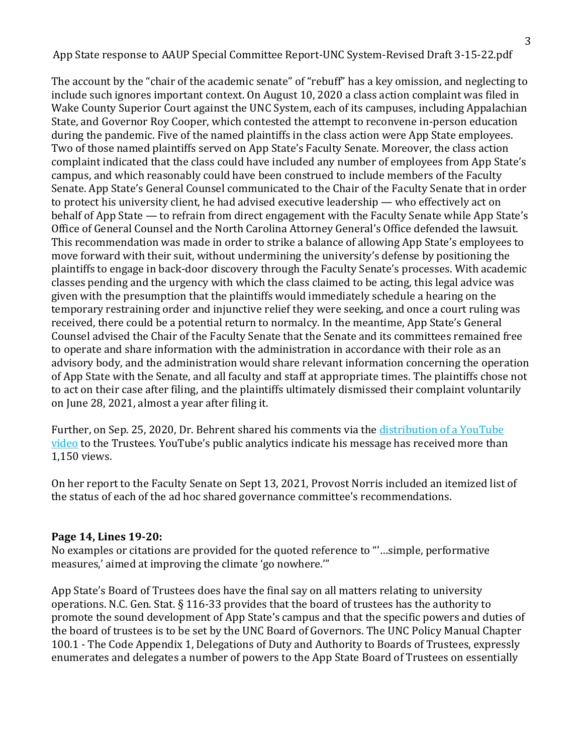App State response to AAUP Special Committee Report-UNC System-Revised Draft 3-15-22.pdf

The account by the "chair of the academic senate" of "rebuff" has a key omission, and neglecting to include such ignores important context. On August 10, 2020 a class action complaint was filed in Wake County Superior Court against the UNC System, each of its campuses, including Appalachian State, and Governor Roy Cooper, which contested the attempt to reconvene in-person education during the pandemic. Five of the named plaintiffs in the class action were App State employees. Two of those named plaintiffs served on App State's Faculty Senate. Moreover, the class action complaint indicated that the class could have included any number of employees from App State's campus, and which reasonably could have been construed to include members of the Faculty Senate. App State's General Counsel communicated to the Chair of the Faculty Senate that in order to protect his university client, he had advised executive leadership — who effectively act on behalf of App State — to refrain from direct engagement with the Faculty Senate while App State's Office of General Counsel and the North Carolina Attorney General's Office defended the lawsuit. This recommendation was made in order to strike a balance of allowing App State's employees to move forward with their suit, without undermining the university's defense by positioning the plaintiffs to engage in back-door discovery through the Faculty Senate's processes. With academic classes pending and the urgency with which the class claimed to be acting, this legal advice was given with the presumption that the plaintiffs would immediately schedule a hearing on the temporary restraining order and injunctive relief they were seeking, and once a court ruling was received, there could be a potential return to normalcy. In the meantime, App State's General Counsel advised the Chair of the Faculty Senate that the Senate and its committees remained free to operate and share information with the administration in accordance with their role as an advisory body, and the administration would share relevant information concerning the operation of App State with the Senate, and all faculty and staff at appropriate times. The plaintiffs chose not to act on their case after filing, and the plaintiffs ultimately dismissed their complaint voluntarily on June 28, 2021, almost a year after filing it.

Further, on Sep. 25, 2020, Dr. Behrent shared his comments via the distribution of a YouTube video to the Trustees. YouTube's public analytics indicate his message has received more than 1,150 views.

On her report to the Faculty Senate on Sept 13, 2021, Provost Norris included an itemized list of the status of each of the ad hoc shared governance committee's recommendations.

**Page 14, Lines 19-20:**

No examples or citations are provided for the quoted reference to "'…simple, performative measures,' aimed at improving the climate 'go nowhere.'"

App State's Board of Trustees does have the final say on all matters relating to university operations. N.C. Gen. Stat. § 116-33 provides that the board of trustees has the authority to promote the sound development of App State's campus and that the specific powers and duties of the board of trustees is to be set by the UNC Board of Governors. The UNC Policy Manual Chapter 100.1 - The Code Appendix 1, Delegations of Duty and Authority to Boards of Trustees, expressly enumerates and delegates a number of powers to the App State Board of Trustees on essentially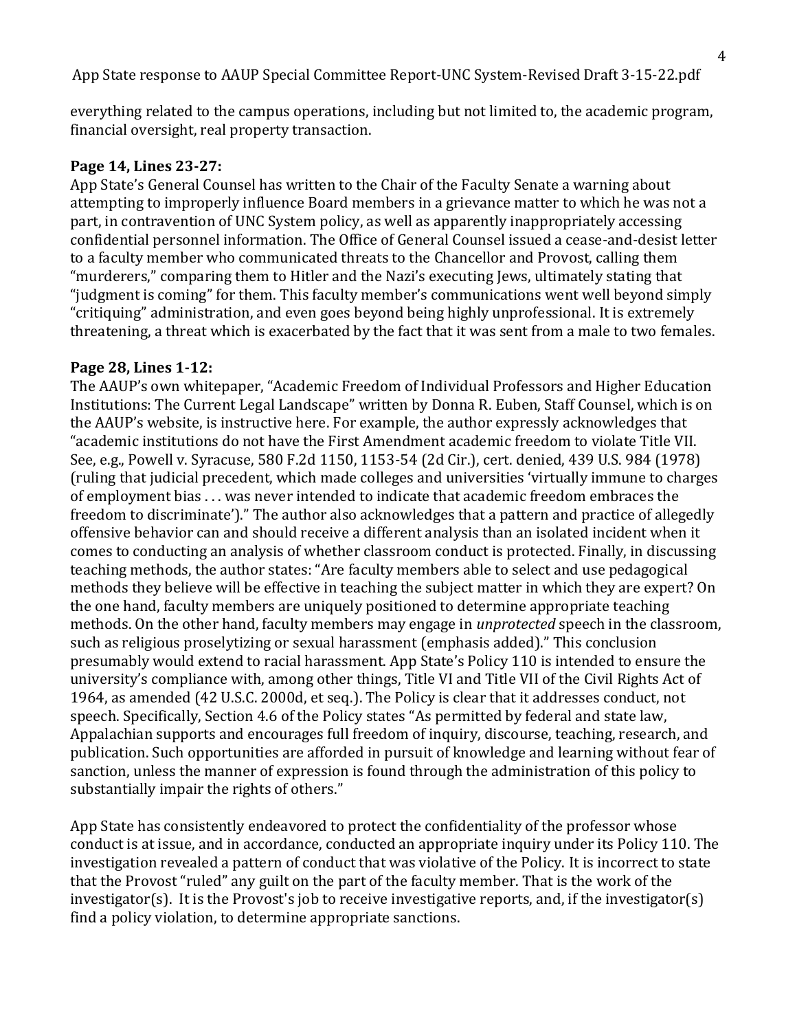everything related to the campus operations, including but not limited to, the academic program, financial oversight, real property transaction.

**Page 14, Lines 23-27:**

App State's General Counsel has written to the Chair of the Faculty Senate a warning about attempting to improperly influence Board members in a grievance matter to which he was not a part, in contravention of UNC System policy, as well as apparently inappropriately accessing confidential personnel information. The Office of General Counsel issued a cease-and-desist letter to a faculty member who communicated threats to the Chancellor and Provost, calling them "murderers," comparing them to Hitler and the Nazi's executing Jews, ultimately stating that "judgment is coming" for them. This faculty member's communications went well beyond simply "critiquing" administration, and even goes beyond being highly unprofessional. It is extremely threatening, a threat which is exacerbated by the fact that it was sent from a male to two females.

**Page 28, Lines 1-12:**

The AAUP's own whitepaper, "Academic Freedom of Individual Professors and Higher Education Institutions: The Current Legal Landscape" written by Donna R. Euben, Staff Counsel, which is on the AAUP's website, is instructive here. For example, the author expressly acknowledges that "academic institutions do not have the First Amendment academic freedom to violate Title VII. See, e.g., Powell v. Syracuse, 580 F.2d 1150, 1153-54 (2d Cir.), cert. denied, 439 U.S. 984 (1978) (ruling that judicial precedent, which made colleges and universities 'virtually immune to charges of employment bias . . . was never intended to indicate that academic freedom embraces the freedom to discriminate')." The author also acknowledges that a pattern and practice of allegedly offensive behavior can and should receive a different analysis than an isolated incident when it comes to conducting an analysis of whether classroom conduct is protected. Finally, in discussing teaching methods, the author states: "Are faculty members able to select and use pedagogical methods they believe will be effective in teaching the subject matter in which they are expert? On the one hand, faculty members are uniquely positioned to determine appropriate teaching methods. On the other hand, faculty members may engage in *unprotected* speech in the classroom, such as religious proselytizing or sexual harassment (emphasis added)." This conclusion presumably would extend to racial harassment. App State's Policy 110 is intended to ensure the university's compliance with, among other things, Title VI and Title VII of the Civil Rights Act of 1964, as amended (42 U.S.C. 2000d, et seq.). The Policy is clear that it addresses conduct, not speech. Specifically, Section 4.6 of the Policy states "As permitted by federal and state law, Appalachian supports and encourages full freedom of inquiry, discourse, teaching, research, and publication. Such opportunities are afforded in pursuit of knowledge and learning without fear of sanction, unless the manner of expression is found through the administration of this policy to substantially impair the rights of others."

App State has consistently endeavored to protect the confidentiality of the professor whose conduct is at issue, and in accordance, conducted an appropriate inquiry under its Policy 110. The investigation revealed a pattern of conduct that was violative of the Policy. It is incorrect to state that the Provost "ruled" any guilt on the part of the faculty member. That is the work of the investigator(s). It is the Provost's job to receive investigative reports, and, if the investigator(s) find a policy violation, to determine appropriate sanctions.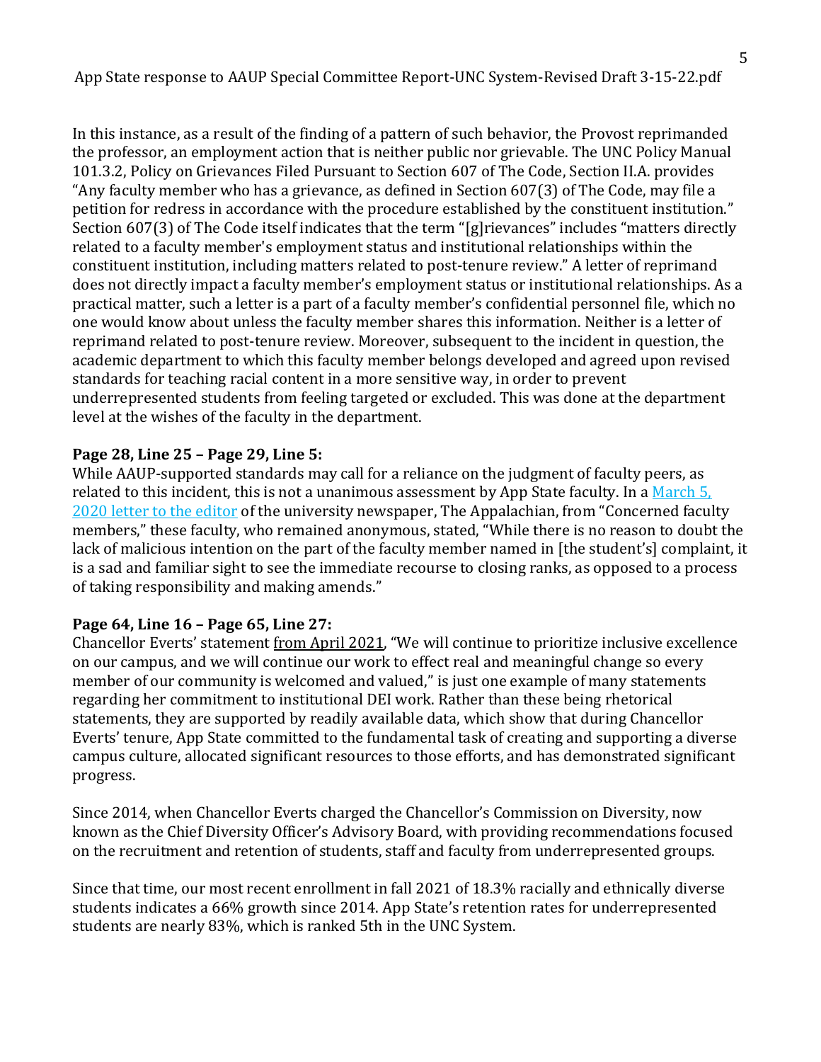In this instance, as a result of the finding of a pattern of such behavior, the Provost reprimanded the professor, an employment action that is neither public nor grievable. The UNC Policy Manual 101.3.2, Policy on Grievances Filed Pursuant to Section 607 of The Code, Section II.A. provides "Any faculty member who has a grievance, as defined in Section 607(3) of The Code, may file a petition for redress in accordance with the procedure established by the constituent institution." Section 607(3) of The Code itself indicates that the term "[g]rievances" includes "matters directly related to a faculty member's employment status and institutional relationships within the constituent institution, including matters related to post-tenure review." A letter of reprimand does not directly impact a faculty member's employment status or institutional relationships. As a practical matter, such a letter is a part of a faculty member's confidential personnel file, which no one would know about unless the faculty member shares this information. Neither is a letter of reprimand related to post-tenure review. Moreover, subsequent to the incident in question, the academic department to which this faculty member belongs developed and agreed upon revised standards for teaching racial content in a more sensitive way, in order to prevent underrepresented students from feeling targeted or excluded. This was done at the department level at the wishes of the faculty in the department.

**Page 28, Line 25 – Page 29, Line 5:**
While AAUP-supported standards may call for a reliance on the judgment of faculty peers, as related to this incident, this is not a unanimous assessment by App State faculty. In a March 5, 2020 letter to the editor of the university newspaper, The Appalachian, from "Concerned faculty members," these faculty, who remained anonymous, stated, "While there is no reason to doubt the lack of malicious intention on the part of the faculty member named in [the student's] complaint, it is a sad and familiar sight to see the immediate recourse to closing ranks, as opposed to a process of taking responsibility and making amends."

**Page 64, Line 16 – Page 65, Line 27:**
Chancellor Everts' statement from April 2021, "We will continue to prioritize inclusive excellence on our campus, and we will continue our work to effect real and meaningful change so every member of our community is welcomed and valued," is just one example of many statements regarding her commitment to institutional DEI work. Rather than these being rhetorical statements, they are supported by readily available data, which show that during Chancellor Everts' tenure, App State committed to the fundamental task of creating and supporting a diverse campus culture, allocated significant resources to those efforts, and has demonstrated significant progress.

Since 2014, when Chancellor Everts charged the Chancellor's Commission on Diversity, now known as the Chief Diversity Officer's Advisory Board, with providing recommendations focused on the recruitment and retention of students, staff and faculty from underrepresented groups.

Since that time, our most recent enrollment in fall 2021 of 18.3% racially and ethnically diverse students indicates a 66% growth since 2014. App State's retention rates for underrepresented students are nearly 83%, which is ranked 5th in the UNC System.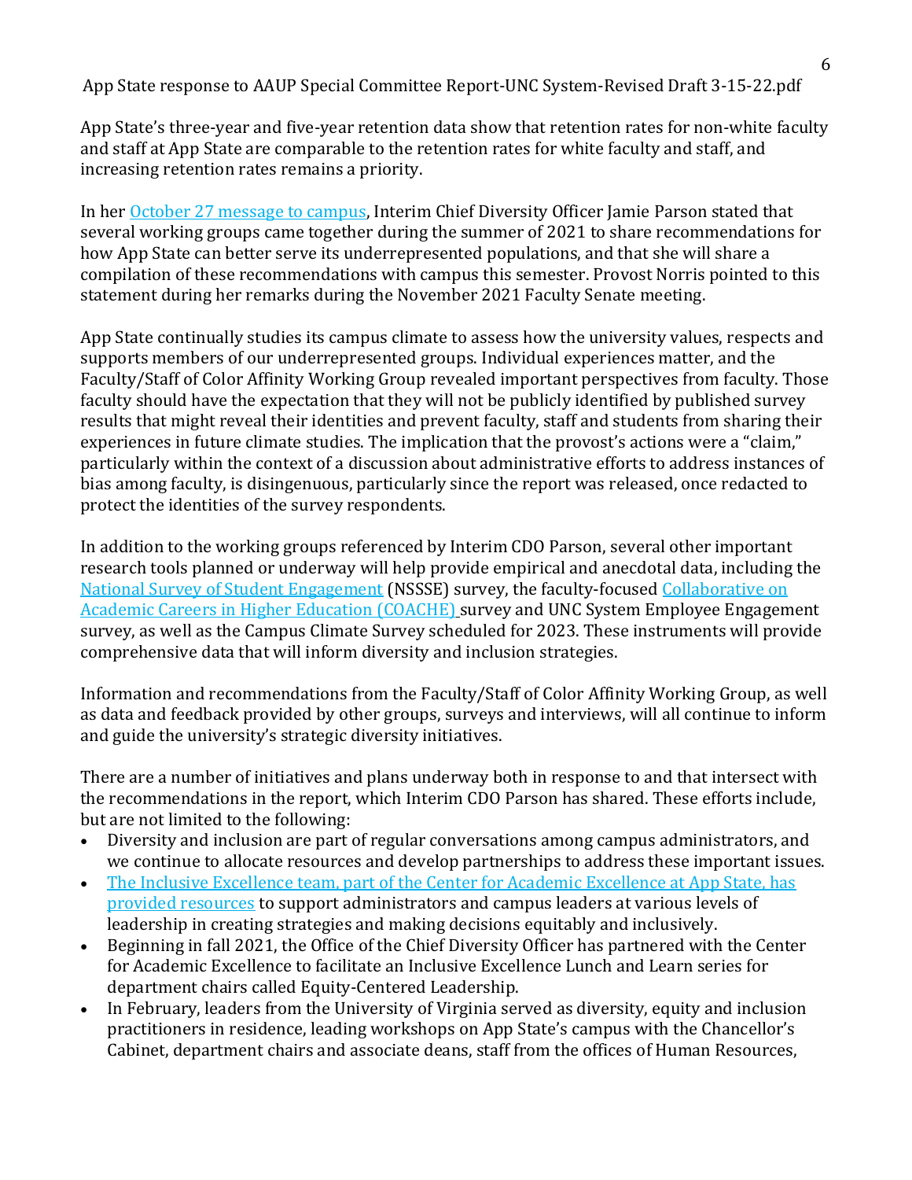App State's three-year and five-year retention data show that retention rates for non-white faculty and staff at App State are comparable to the retention rates for white faculty and staff, and increasing retention rates remains a priority.

In her [October 27 message to campus](), Interim Chief Diversity Officer Jamie Parson stated that several working groups came together during the summer of 2021 to share recommendations for how App State can better serve its underrepresented populations, and that she will share a compilation of these recommendations with campus this semester. Provost Norris pointed to this statement during her remarks during the November 2021 Faculty Senate meeting.

App State continually studies its campus climate to assess how the university values, respects and supports members of our underrepresented groups. Individual experiences matter, and the Faculty/Staff of Color Affinity Working Group revealed important perspectives from faculty. Those faculty should have the expectation that they will not be publicly identified by published survey results that might reveal their identities and prevent faculty, staff and students from sharing their experiences in future climate studies. The implication that the provost's actions were a "claim," particularly within the context of a discussion about administrative efforts to address instances of bias among faculty, is disingenuous, particularly since the report was released, once redacted to protect the identities of the survey respondents.

In addition to the working groups referenced by Interim CDO Parson, several other important research tools planned or underway will help provide empirical and anecdotal data, including the [National Survey of Student Engagement]() (NSSSE) survey, the faculty-focused [Collaborative on Academic Careers in Higher Education (COACHE)]() survey and UNC System Employee Engagement survey, as well as the Campus Climate Survey scheduled for 2023. These instruments will provide comprehensive data that will inform diversity and inclusion strategies.

Information and recommendations from the Faculty/Staff of Color Affinity Working Group, as well as data and feedback provided by other groups, surveys and interviews, will all continue to inform and guide the university's strategic diversity initiatives.

There are a number of initiatives and plans underway both in response to and that intersect with the recommendations in the report, which Interim CDO Parson has shared. These efforts include, but are not limited to the following:

- Diversity and inclusion are part of regular conversations among campus administrators, and we continue to allocate resources and develop partnerships to address these important issues.
- [The Inclusive Excellence team, part of the Center for Academic Excellence at App State, has provided resources]() to support administrators and campus leaders at various levels of leadership in creating strategies and making decisions equitably and inclusively.
- Beginning in fall 2021, the Office of the Chief Diversity Officer has partnered with the Center for Academic Excellence to facilitate an Inclusive Excellence Lunch and Learn series for department chairs called Equity-Centered Leadership.
- In February, leaders from the University of Virginia served as diversity, equity and inclusion practitioners in residence, leading workshops on App State's campus with the Chancellor's Cabinet, department chairs and associate deans, staff from the offices of Human Resources,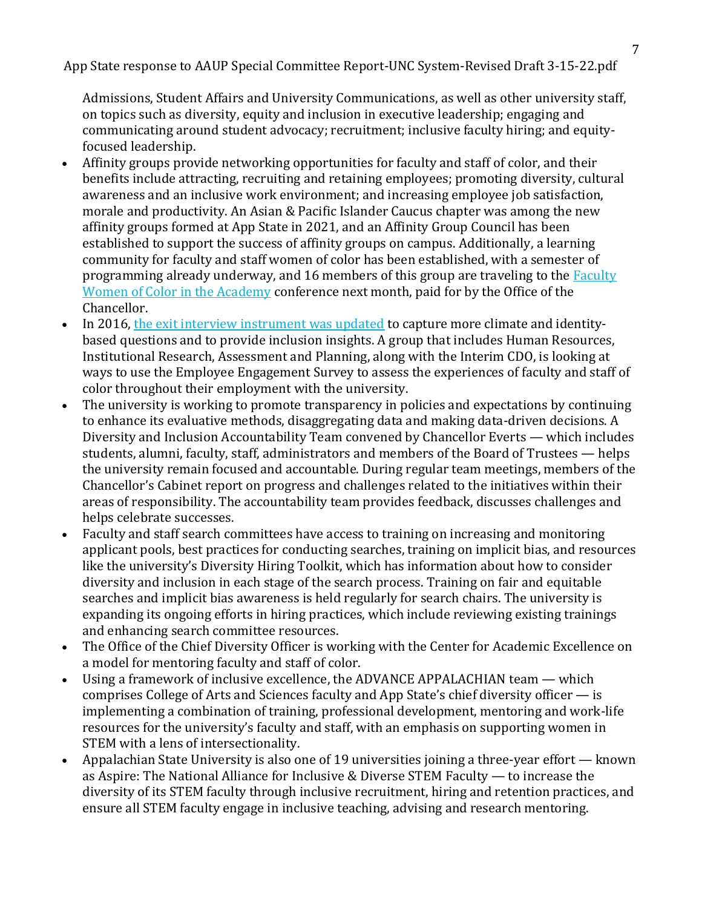Admissions, Student Affairs and University Communications, as well as other university staff, on topics such as diversity, equity and inclusion in executive leadership; engaging and communicating around student advocacy; recruitment; inclusive faculty hiring; and equity-focused leadership.

- Affinity groups provide networking opportunities for faculty and staff of color, and their benefits include attracting, recruiting and retaining employees; promoting diversity, cultural awareness and an inclusive work environment; and increasing employee job satisfaction, morale and productivity. An Asian & Pacific Islander Caucus chapter was among the new affinity groups formed at App State in 2021, and an Affinity Group Council has been established to support the success of affinity groups on campus. Additionally, a learning community for faculty and staff women of color has been established, with a semester of programming already underway, and 16 members of this group are traveling to the Faculty Women of Color in the Academy conference next month, paid for by the Office of the Chancellor.
- In 2016, the exit interview instrument was updated to capture more climate and identity-based questions and to provide inclusion insights. A group that includes Human Resources, Institutional Research, Assessment and Planning, along with the Interim CDO, is looking at ways to use the Employee Engagement Survey to assess the experiences of faculty and staff of color throughout their employment with the university.
- The university is working to promote transparency in policies and expectations by continuing to enhance its evaluative methods, disaggregating data and making data-driven decisions. A Diversity and Inclusion Accountability Team convened by Chancellor Everts — which includes students, alumni, faculty, staff, administrators and members of the Board of Trustees — helps the university remain focused and accountable. During regular team meetings, members of the Chancellor's Cabinet report on progress and challenges related to the initiatives within their areas of responsibility. The accountability team provides feedback, discusses challenges and helps celebrate successes.
- Faculty and staff search committees have access to training on increasing and monitoring applicant pools, best practices for conducting searches, training on implicit bias, and resources like the university's Diversity Hiring Toolkit, which has information about how to consider diversity and inclusion in each stage of the search process. Training on fair and equitable searches and implicit bias awareness is held regularly for search chairs. The university is expanding its ongoing efforts in hiring practices, which include reviewing existing trainings and enhancing search committee resources.
- The Office of the Chief Diversity Officer is working with the Center for Academic Excellence on a model for mentoring faculty and staff of color.
- Using a framework of inclusive excellence, the ADVANCE APPALACHIAN team — which comprises College of Arts and Sciences faculty and App State's chief diversity officer — is implementing a combination of training, professional development, mentoring and work-life resources for the university's faculty and staff, with an emphasis on supporting women in STEM with a lens of intersectionality.
- Appalachian State University is also one of 19 universities joining a three-year effort — known as Aspire: The National Alliance for Inclusive & Diverse STEM Faculty — to increase the diversity of its STEM faculty through inclusive recruitment, hiring and retention practices, and ensure all STEM faculty engage in inclusive teaching, advising and research mentoring.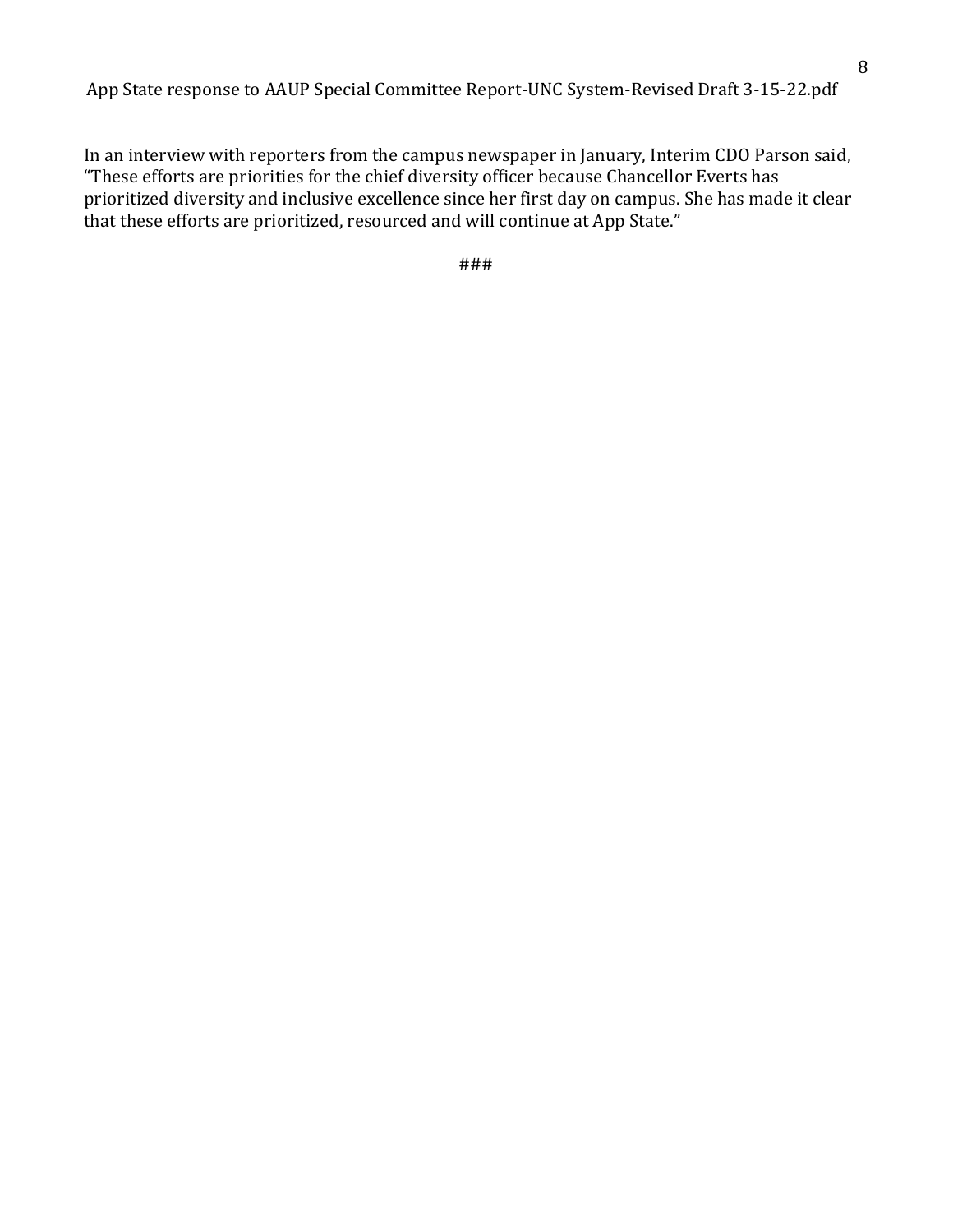In an interview with reporters from the campus newspaper in January, Interim CDO Parson said, "These efforts are priorities for the chief diversity officer because Chancellor Everts has prioritized diversity and inclusive excellence since her first day on campus. She has made it clear that these efforts are prioritized, resourced and will continue at App State."

###